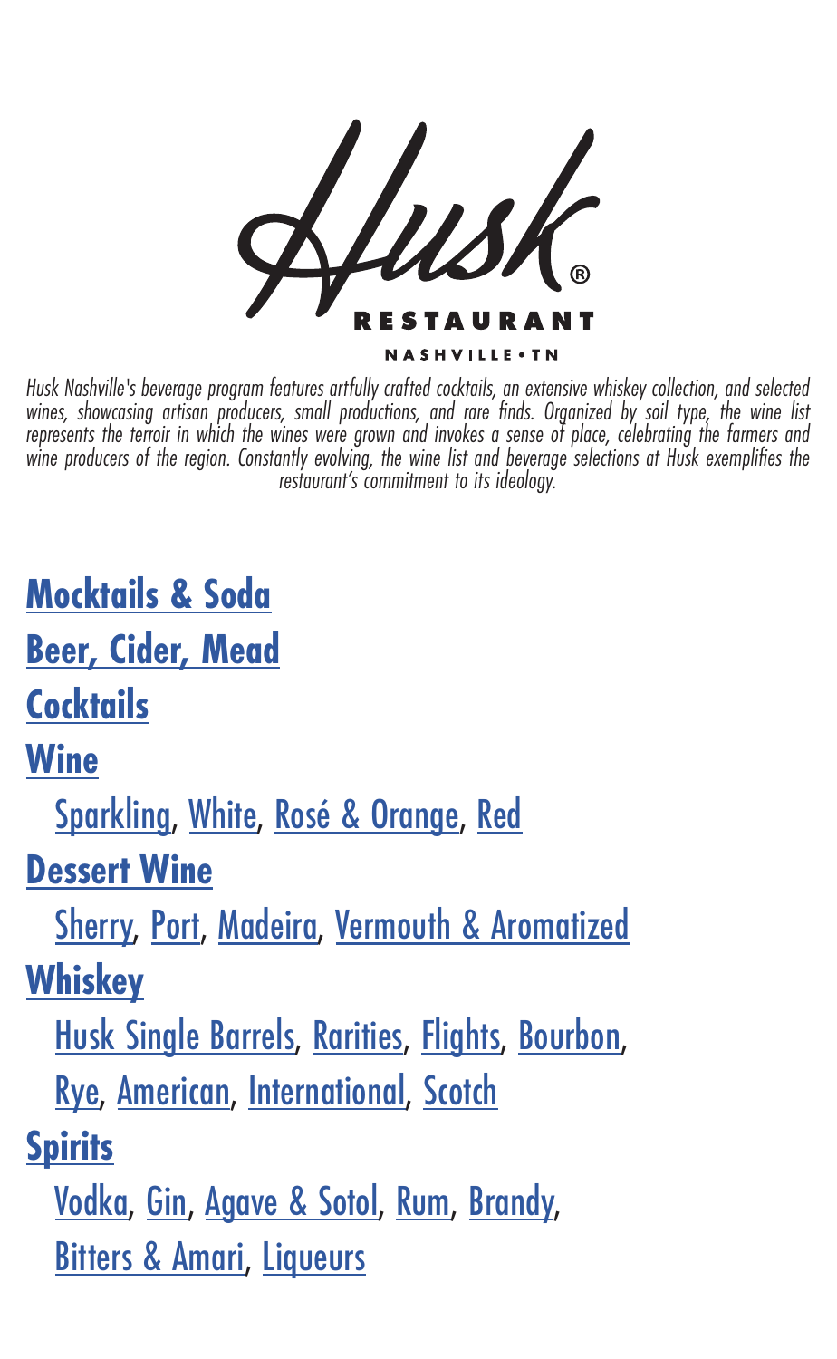# Husk®

RESTAURANT

NASHVILLE • TN

*Husk Nashville's beverage program features artfully crafted cocktails, an extensive whiskey collection, and selected wines, showcasing artisan producers, small productions, and rare finds. Organized by soil type, the wine list represents the terroir in which the wines were grown and invokes a sense of place, celebrating the farmers and wine producers of the region. Constantly evolving, the wine list and beverage selections at Husk exemplifies the restaurant's commitment to its ideology.*

## Mocktails & Soda

## Beer, Cider, Mead

## Cocktails

## Wine

Sparkling, White, Rosé & Orange, Red

## Dessert Wine

Sherry, Port, Madeira, Vermouth & Aromatized

## Whiskey

Husk Single Barrels, Rarities, Flights, Bourbon,

Rye, American, International, Scotch

## Spirits

Vodka, Gin, Agave & Sotol, Rum, Brandy,

Bitters & Amari, Liqueurs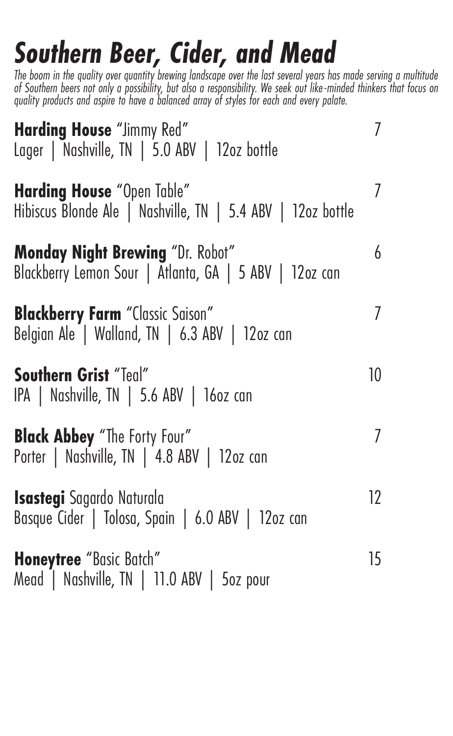# Southern Beer, Cider, and Mead

*The boom in the quality over quantity brewing landscape over the last several years has made serving a multitude of Southern beers not only a possibility, but also a responsibility. We seek out like-minded thinkers that focus on quality products and aspire to have a balanced array of styles for each and every palate.*

**Harding House** "Jimmy Red" 7
Lager | Nashville, TN | 5.0 ABV | 12oz bottle

**Harding House** "Open Table" 7
Hibiscus Blonde Ale | Nashville, TN | 5.4 ABV | 12oz bottle

**Monday Night Brewing** "Dr. Robot" 6
Blackberry Lemon Sour | Atlanta, GA | 5 ABV | 12oz can

**Blackberry Farm** "Classic Saison" 7
Belgian Ale | Walland, TN | 6.3 ABV | 12oz can

**Southern Grist** "Teal" 10
IPA | Nashville, TN | 5.6 ABV | 16oz can

**Black Abbey** "The Forty Four" 7
Porter | Nashville, TN | 4.8 ABV | 12oz can

**Isastegi** Sagardo Naturala 12
Basque Cider | Tolosa, Spain | 6.0 ABV | 12oz can

**Honeytree** "Basic Batch" 15
Mead | Nashville, TN | 11.0 ABV | 5oz pour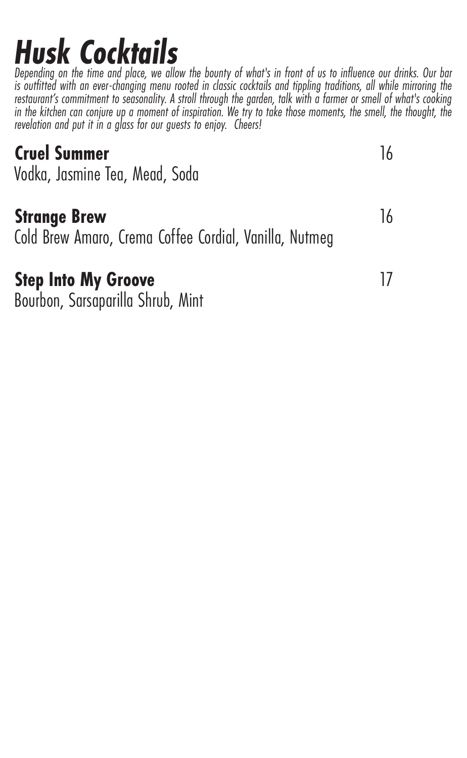# Husk Cocktails

*Depending on the time and place, we allow the bounty of what's in front of us to influence our drinks. Our bar is outfitted with an ever-changing menu rooted in classic cocktails and tippling traditions, all while mirroring the restaurant's commitment to seasonality. A stroll through the garden, talk with a farmer or smell of what's cooking in the kitchen can conjure up a moment of inspiration. We try to take those moments, the smell, the thought, the revelation and put it in a glass for our guests to enjoy. Cheers!*

**Cruel Summer** 16
Vodka, Jasmine Tea, Mead, Soda

**Strange Brew** 16
Cold Brew Amaro, Crema Coffee Cordial, Vanilla, Nutmeg

**Step Into My Groove** 17
Bourbon, Sarsaparilla Shrub, Mint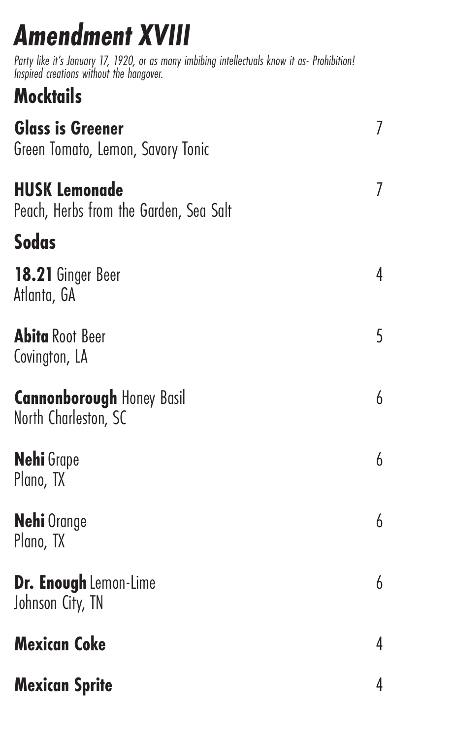# *Amendment XVIII*

*Party like it's January 17, 1920, or as many imbibing intellectuals know it as- Prohibition!*
*Inspired creations without the hangover.*

## Mocktails

**Glass is Greener** 7
Green Tomato, Lemon, Savory Tonic

**HUSK Lemonade** 7
Peach, Herbs from the Garden, Sea Salt

## Sodas

**18.21** Ginger Beer 4
Atlanta, GA

**Abita** Root Beer 5
Covington, LA

**Cannonborough** Honey Basil 6
North Charleston, SC

**Nehi** Grape 6
Plano, TX

**Nehi** Orange 6
Plano, TX

**Dr. Enough** Lemon-Lime 6
Johnson City, TN

**Mexican Coke** 4

**Mexican Sprite** 4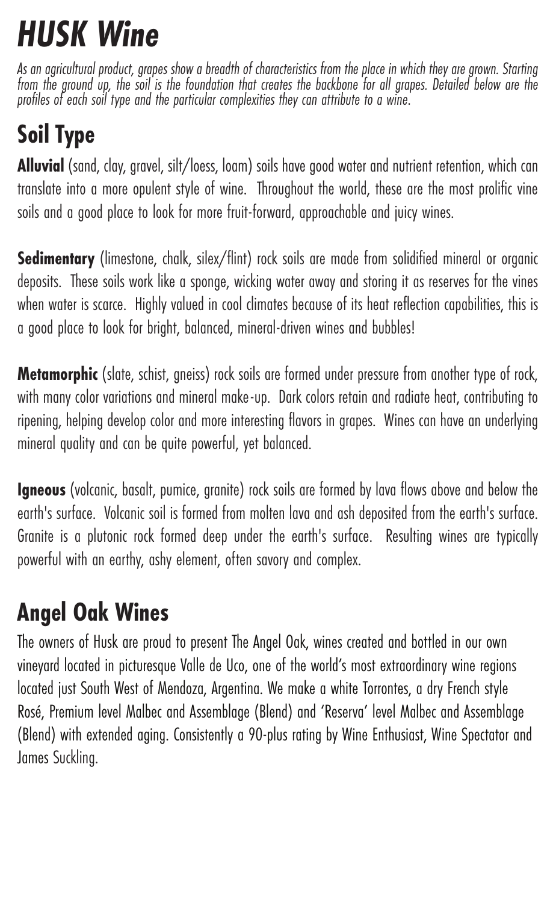# *HUSK Wine*

*As an agricultural product, grapes show a breadth of characteristics from the place in which they are grown. Starting from the ground up, the soil is the foundation that creates the backbone for all grapes. Detailed below are the profiles of each soil type and the particular complexities they can attribute to a wine.*

## Soil Type

**Alluvial** (sand, clay, gravel, silt/loess, loam) soils have good water and nutrient retention, which can translate into a more opulent style of wine. Throughout the world, these are the most prolific vine soils and a good place to look for more fruit-forward, approachable and juicy wines.

**Sedimentary** (limestone, chalk, silex/flint) rock soils are made from solidified mineral or organic deposits. These soils work like a sponge, wicking water away and storing it as reserves for the vines when water is scarce. Highly valued in cool climates because of its heat reflection capabilities, this is a good place to look for bright, balanced, mineral-driven wines and bubbles!

**Metamorphic** (slate, schist, gneiss) rock soils are formed under pressure from another type of rock, with many color variations and mineral make-up. Dark colors retain and radiate heat, contributing to ripening, helping develop color and more interesting flavors in grapes. Wines can have an underlying mineral quality and can be quite powerful, yet balanced.

**Igneous** (volcanic, basalt, pumice, granite) rock soils are formed by lava flows above and below the earth's surface. Volcanic soil is formed from molten lava and ash deposited from the earth's surface. Granite is a plutonic rock formed deep under the earth's surface. Resulting wines are typically powerful with an earthy, ashy element, often savory and complex.

## Angel Oak Wines

The owners of Husk are proud to present The Angel Oak, wines created and bottled in our own vineyard located in picturesque Valle de Uco, one of the world's most extraordinary wine regions located just South West of Mendoza, Argentina. We make a white Torrontes, a dry French style Rosé, Premium level Malbec and Assemblage (Blend) and 'Reserva' level Malbec and Assemblage (Blend) with extended aging. Consistently a 90-plus rating by Wine Enthusiast, Wine Spectator and James Suckling.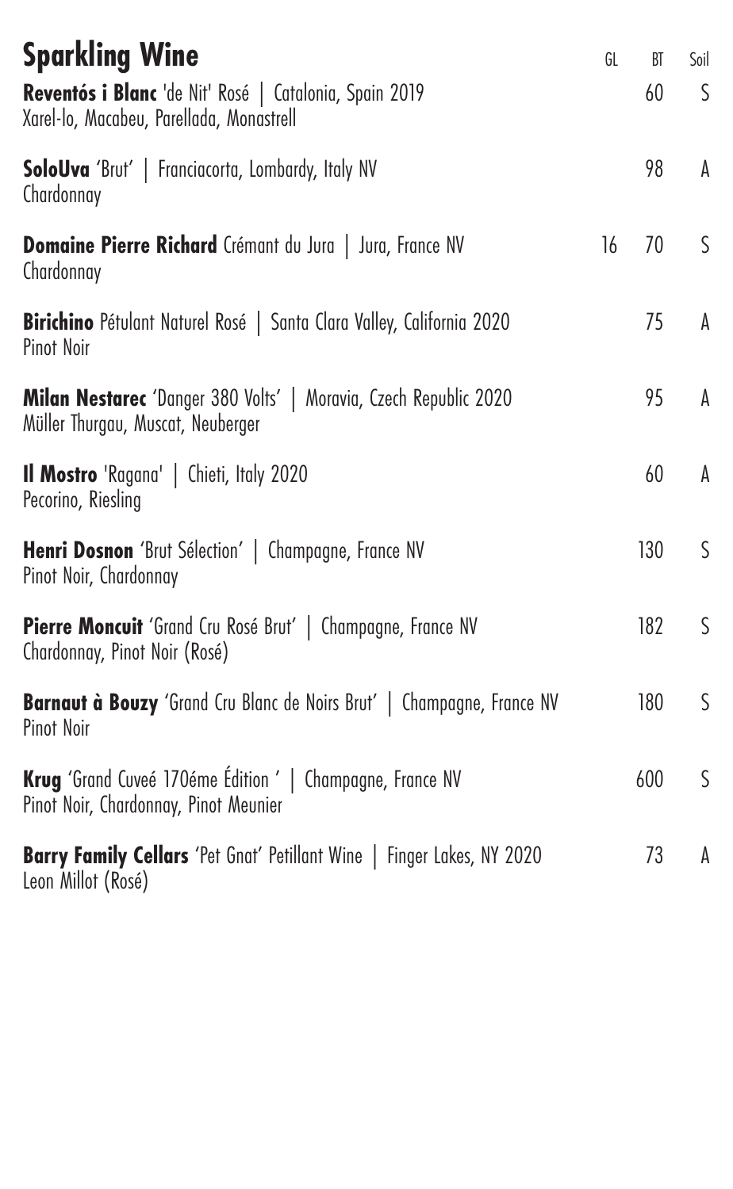# Sparkling Wine

| | GL | BT | Soil |
| --- | --- | --- | --- |
| **Reventós i Blanc** 'de Nit' Rosé \| Catalonia, Spain 2019<br>Xarel-lo, Macabeu, Parellada, Monastrell | | 60 | S |
| **SoloUva** 'Brut' \| Franciacorta, Lombardy, Italy NV<br>Chardonnay | | 98 | A |
| **Domaine Pierre Richard** Crémant du Jura \| Jura, France NV<br>Chardonnay | 16 | 70 | S |
| **Birichino** Pétulant Naturel Rosé \| Santa Clara Valley, California 2020<br>Pinot Noir | | 75 | A |
| **Milan Nestarec** 'Danger 380 Volts' \| Moravia, Czech Republic 2020<br>Müller Thurgau, Muscat, Neuberger | | 95 | A |
| **Il Mostro** 'Ragana' \| Chieti, Italy 2020<br>Pecorino, Riesling | | 60 | A |
| **Henri Dosnon** 'Brut Sélection' \| Champagne, France NV<br>Pinot Noir, Chardonnay | | 130 | S |
| **Pierre Moncuit** 'Grand Cru Rosé Brut' \| Champagne, France NV<br>Chardonnay, Pinot Noir (Rosé) | | 182 | S |
| **Barnaut à Bouzy** 'Grand Cru Blanc de Noirs Brut' \| Champagne, France NV<br>Pinot Noir | | 180 | S |
| **Krug** 'Grand Cuveé 170éme Édition ' \| Champagne, France NV<br>Pinot Noir, Chardonnay, Pinot Meunier | | 600 | S |
| **Barry Family Cellars** 'Pet Gnat' Petillant Wine \| Finger Lakes, NY 2020<br>Leon Millot (Rosé) | | 73 | A |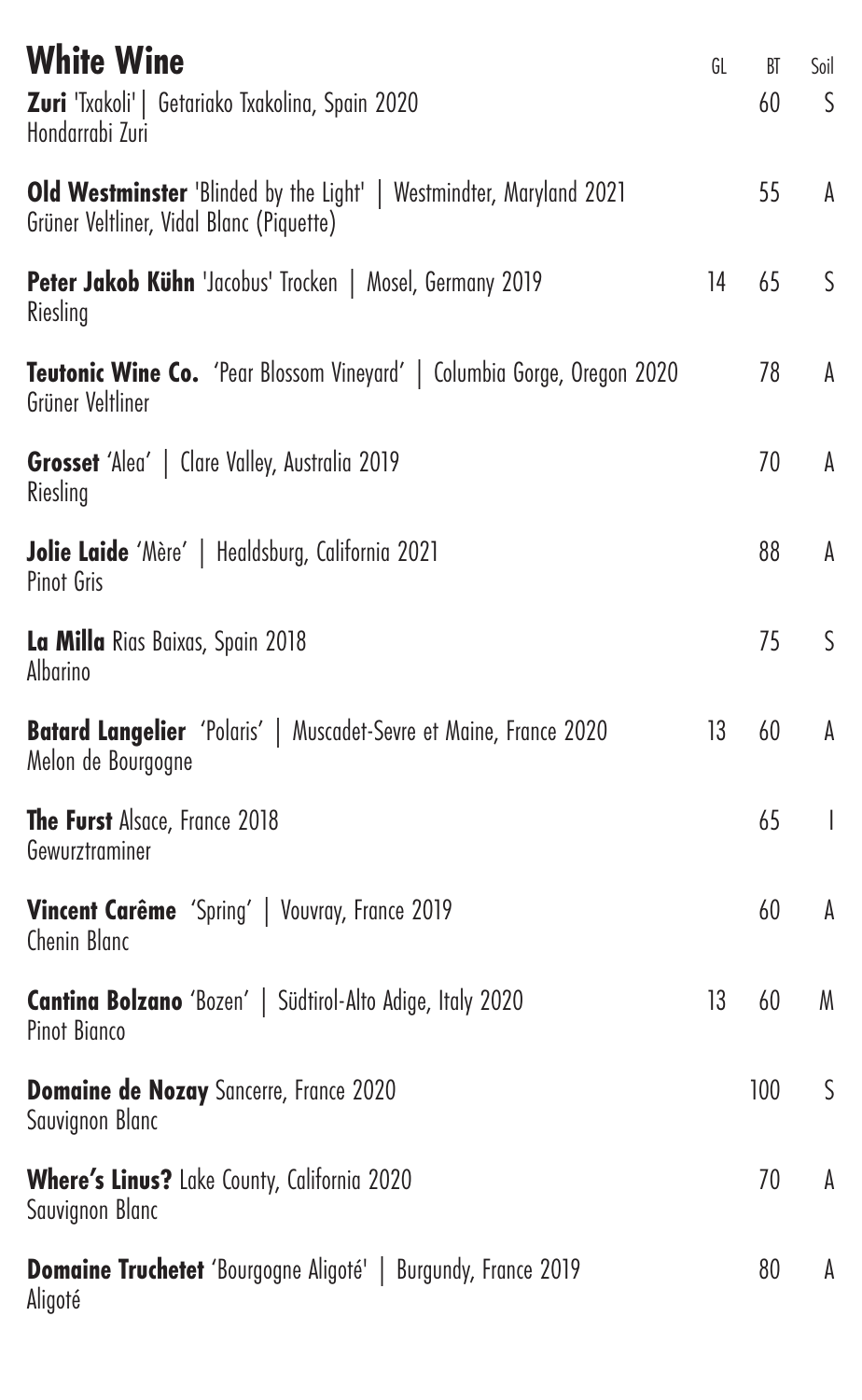# White Wine

| Wine | GL | BT | Soil |
|---|---|---|---|
| **Zuri** 'Txakoli' \| Getariako Txakolina, Spain 2020<br>Hondarrabi Zuri | | 60 | S |
| **Old Westminster** 'Blinded by the Light' \| Westmindter, Maryland 2021<br>Grüner Veltliner, Vidal Blanc (Piquette) | | 55 | A |
| **Peter Jakob Kühn** 'Jacobus' Trocken \| Mosel, Germany 2019<br>Riesling | 14 | 65 | S |
| **Teutonic Wine Co.** 'Pear Blossom Vineyard' \| Columbia Gorge, Oregon 2020<br>Grüner Veltliner | | 78 | A |
| **Grosset** 'Alea' \| Clare Valley, Australia 2019<br>Riesling | | 70 | A |
| **Jolie Laide** 'Mère' \| Healdsburg, California 2021<br>Pinot Gris | | 88 | A |
| **La Milla** Rias Baixas, Spain 2018<br>Albarino | | 75 | S |
| **Batard Langelier** 'Polaris' \| Muscadet-Sevre et Maine, France 2020<br>Melon de Bourgogne | 13 | 60 | A |
| **The Furst** Alsace, France 2018<br>Gewurztraminer | | 65 | I |
| **Vincent Carême** 'Spring' \| Vouvray, France 2019<br>Chenin Blanc | | 60 | A |
| **Cantina Bolzano** 'Bozen' \| Südtirol-Alto Adige, Italy 2020<br>Pinot Bianco | 13 | 60 | M |
| **Domaine de Nozay** Sancerre, France 2020<br>Sauvignon Blanc | | 100 | S |
| **Where's Linus?** Lake County, California 2020<br>Sauvignon Blanc | | 70 | A |
| **Domaine Truchetet** 'Bourgogne Aligoté' \| Burgundy, France 2019<br>Aligoté | | 80 | A |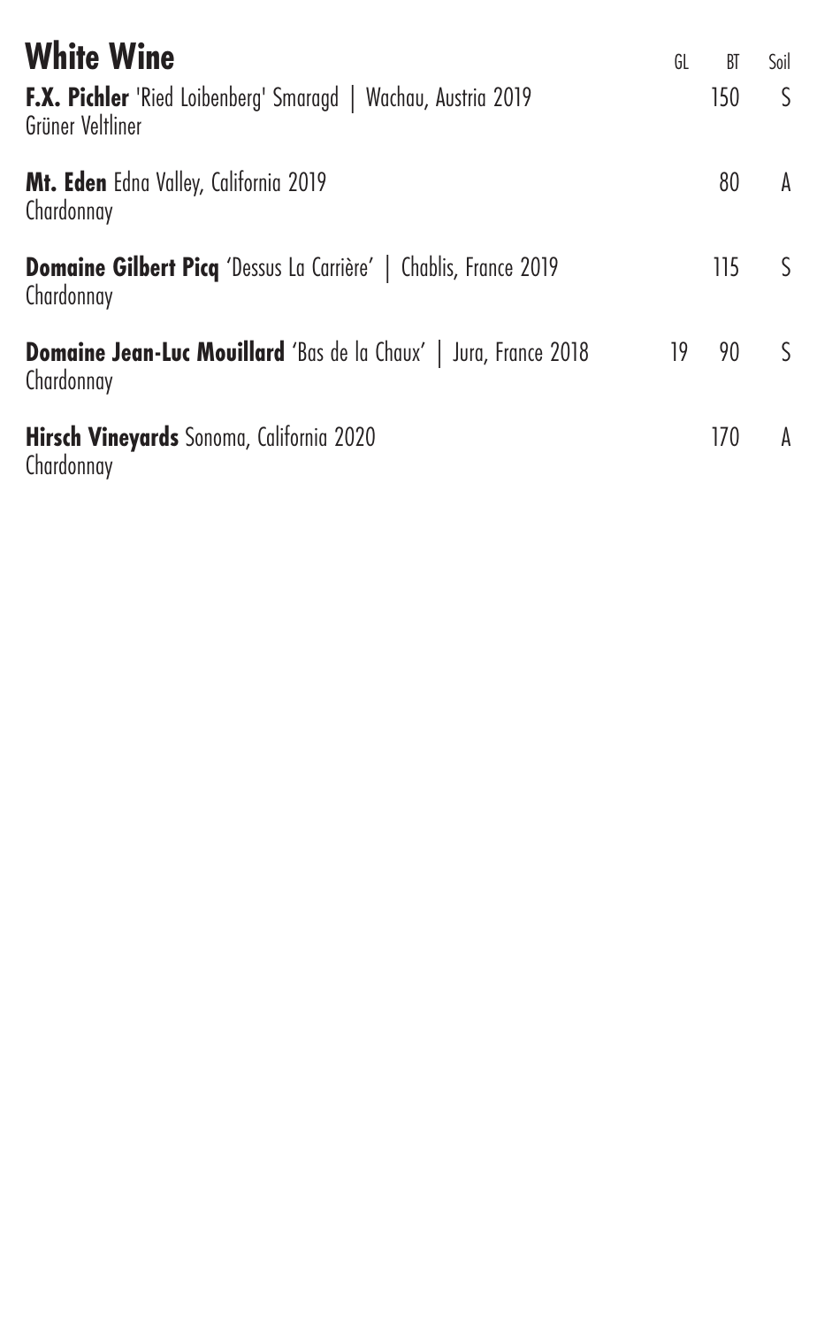# White Wine

| | GL | BT | Soil |
|---|---|---|---|
| **F.X. Pichler** 'Ried Loibenberg' Smaragd \| Wachau, Austria 2019<br>Grüner Veltliner | | 150 | S |
| **Mt. Eden** Edna Valley, California 2019<br>Chardonnay | | 80 | A |
| **Domaine Gilbert Picq** 'Dessus La Carrière' \| Chablis, France 2019<br>Chardonnay | | 115 | S |
| **Domaine Jean-Luc Mouillard** 'Bas de la Chaux' \| Jura, France 2018<br>Chardonnay | 19 | 90 | S |
| **Hirsch Vineyards** Sonoma, California 2020<br>Chardonnay | | 170 | A |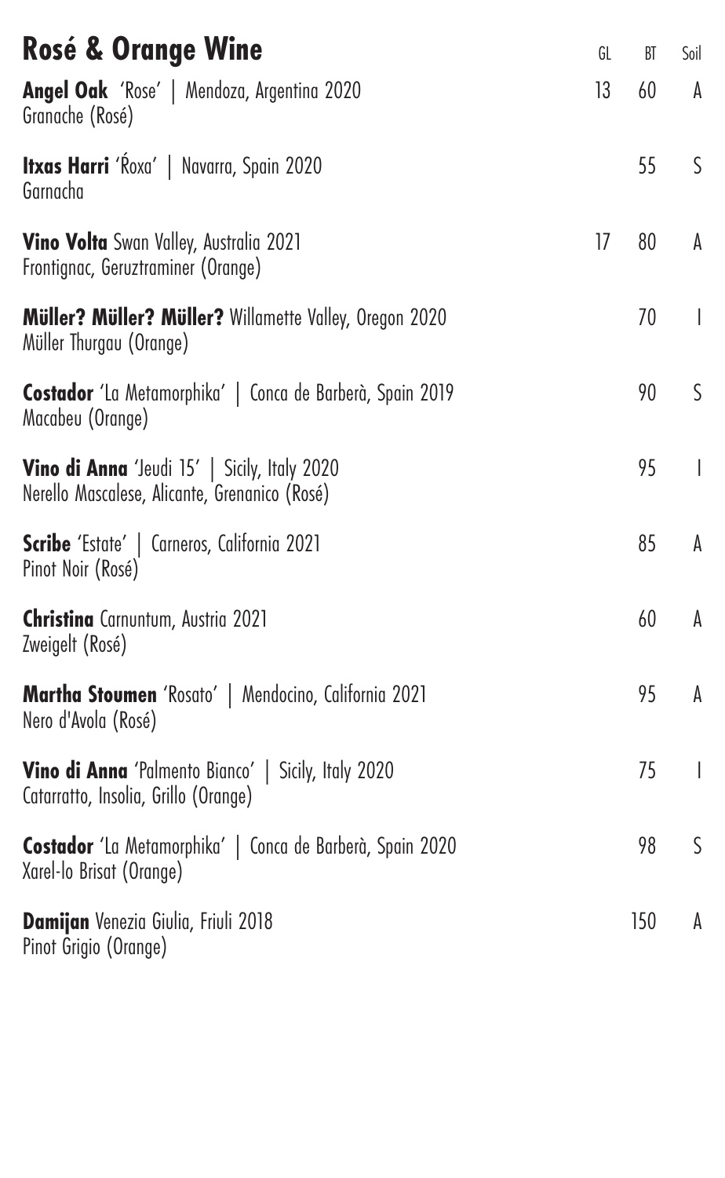# Rosé & Orange Wine

| Wine | GL | BT | Soil |
|---|---|---|---|
| **Angel Oak** 'Rose' \| Mendoza, Argentina 2020<br>Granache (Rosé) | 13 | 60 | A |
| **Itxas Harri** 'Ŕoxa' \| Navarra, Spain 2020<br>Garnacha | | 55 | S |
| **Vino Volta** Swan Valley, Australia 2021<br>Frontignac, Geruztraminer (Orange) | 17 | 80 | A |
| **Müller? Müller? Müller?** Willamette Valley, Oregon 2020<br>Müller Thurgau (Orange) | | 70 | I |
| **Costador** 'La Metamorphika' \| Conca de Barberà, Spain 2019<br>Macabeu (Orange) | | 90 | S |
| **Vino di Anna** 'Jeudi 15' \| Sicily, Italy 2020<br>Nerello Mascalese, Alicante, Grenanico (Rosé) | | 95 | I |
| **Scribe** 'Estate' \| Carneros, California 2021<br>Pinot Noir (Rosé) | | 85 | A |
| **Christina** Carnuntum, Austria 2021<br>Zweigelt (Rosé) | | 60 | A |
| **Martha Stoumen** 'Rosato' \| Mendocino, California 2021<br>Nero d'Avola (Rosé) | | 95 | A |
| **Vino di Anna** 'Palmento Bianco' \| Sicily, Italy 2020<br>Catarratto, Insolia, Grillo (Orange) | | 75 | I |
| **Costador** 'La Metamorphika' \| Conca de Barberà, Spain 2020<br>Xarel-lo Brisat (Orange) | | 98 | S |
| **Damijan** Venezia Giulia, Friuli 2018<br>Pinot Grigio (Orange) | | 150 | A |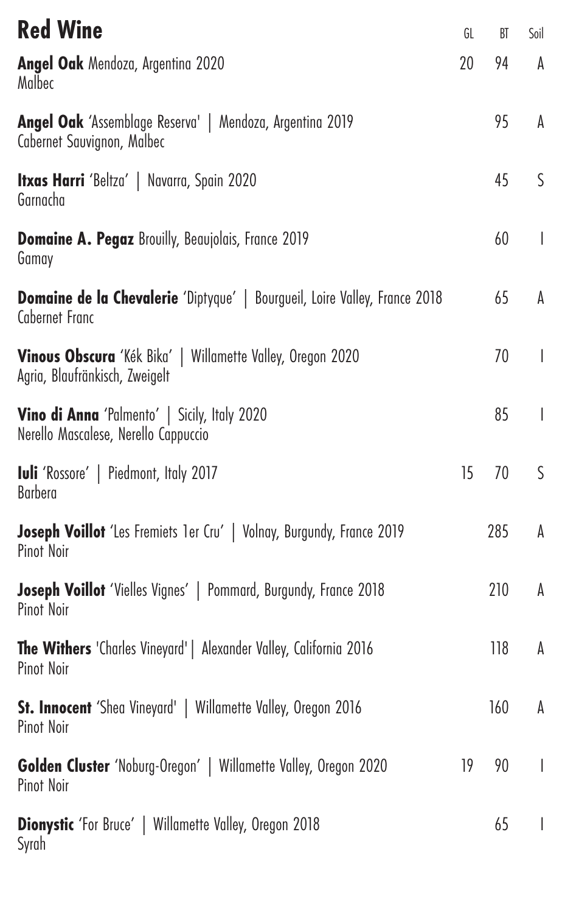# Red Wine

| Wine | GL | BT | Soil |
|---|---|---|---|
| **Angel Oak** Mendoza, Argentina 2020<br>Malbec | 20 | 94 | A |
| **Angel Oak** 'Assemblage Reserva' \| Mendoza, Argentina 2019<br>Cabernet Sauvignon, Malbec | | 95 | A |
| **Itxas Harri** 'Beltza' \| Navarra, Spain 2020<br>Garnacha | | 45 | S |
| **Domaine A. Pegaz** Brouilly, Beaujolais, France 2019<br>Gamay | | 60 | I |
| **Domaine de la Chevalerie** 'Diptyque' \| Bourgueil, Loire Valley, France 2018<br>Cabernet Franc | | 65 | A |
| **Vinous Obscura** 'Kék Bika' \| Willamette Valley, Oregon 2020<br>Agria, Blaufränkisch, Zweigelt | | 70 | I |
| **Vino di Anna** 'Palmento' \| Sicily, Italy 2020<br>Nerello Mascalese, Nerello Cappuccio | | 85 | I |
| **Iuli** 'Rossore' \| Piedmont, Italy 2017<br>Barbera | 15 | 70 | S |
| **Joseph Voillot** 'Les Fremiets 1er Cru' \| Volnay, Burgundy, France 2019<br>Pinot Noir | | 285 | A |
| **Joseph Voillot** 'Vielles Vignes' \| Pommard, Burgundy, France 2018<br>Pinot Noir | | 210 | A |
| **The Withers** 'Charles Vineyard' \| Alexander Valley, California 2016<br>Pinot Noir | | 118 | A |
| **St. Innocent** 'Shea Vineyard' \| Willamette Valley, Oregon 2016<br>Pinot Noir | | 160 | A |
| **Golden Cluster** 'Noburg-Oregon' \| Willamette Valley, Oregon 2020<br>Pinot Noir | 19 | 90 | I |
| **Dionystic** 'For Bruce' \| Willamette Valley, Oregon 2018<br>Syrah | | 65 | I |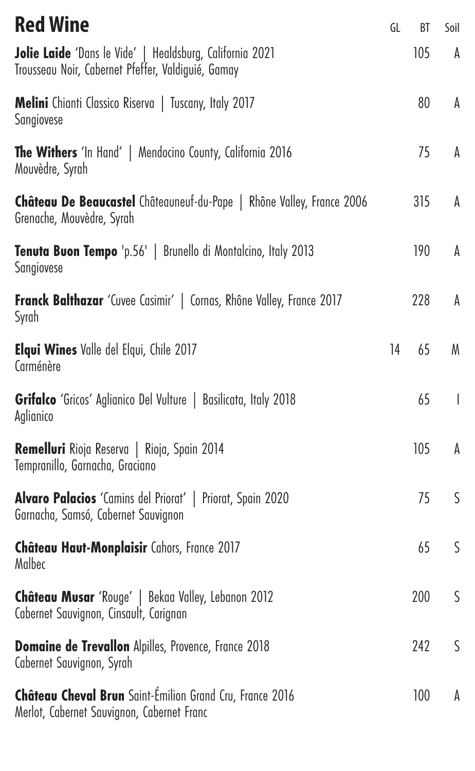# Red Wine

| Wine | GL | BT | Soil |
|---|---|---|---|
| **Jolie Laide** 'Dans le Vide' \| Healdsburg, California 2021<br>Trousseau Noir, Cabernet Pfeffer, Valdiguié, Gamay | | 105 | A |
| **Melini** Chianti Classico Riserva \| Tuscany, Italy 2017<br>Sangiovese | | 80 | A |
| **The Withers** 'In Hand' \| Mendocino County, California 2016<br>Mouvèdre, Syrah | | 75 | A |
| **Château De Beaucastel** Châteauneuf-du-Pape \| Rhône Valley, France 2006<br>Grenache, Mouvèdre, Syrah | | 315 | A |
| **Tenuta Buon Tempo** 'p.56' \| Brunello di Montalcino, Italy 2013<br>Sangiovese | | 190 | A |
| **Franck Balthazar** 'Cuvee Casimir' \| Cornas, Rhône Valley, France 2017<br>Syrah | | 228 | A |
| **Elqui Wines** Valle del Elqui, Chile 2017<br>Carménère | 14 | 65 | M |
| **Grifalco** 'Gricos' Aglianico Del Vulture \| Basilicata, Italy 2018<br>Aglianico | | 65 | I |
| **Remelluri** Rioja Reserva \| Rioja, Spain 2014<br>Tempranillo, Garnacha, Graciano | | 105 | A |
| **Alvaro Palacios** 'Camins del Priorat' \| Priorat, Spain 2020<br>Garnacha, Samsó, Cabernet Sauvignon | | 75 | S |
| **Château Haut-Monplaisir** Cahors, France 2017<br>Malbec | | 65 | S |
| **Château Musar** 'Rouge' \| Bekaa Valley, Lebanon 2012<br>Cabernet Sauvignon, Cinsault, Carignan | | 200 | S |
| **Domaine de Trevallon** Alpilles, Provence, France 2018<br>Cabernet Sauvignon, Syrah | | 242 | S |
| **Château Cheval Brun** Saint-Émilion Grand Cru, France 2016<br>Merlot, Cabernet Sauvignon, Cabernet Franc | | 100 | A |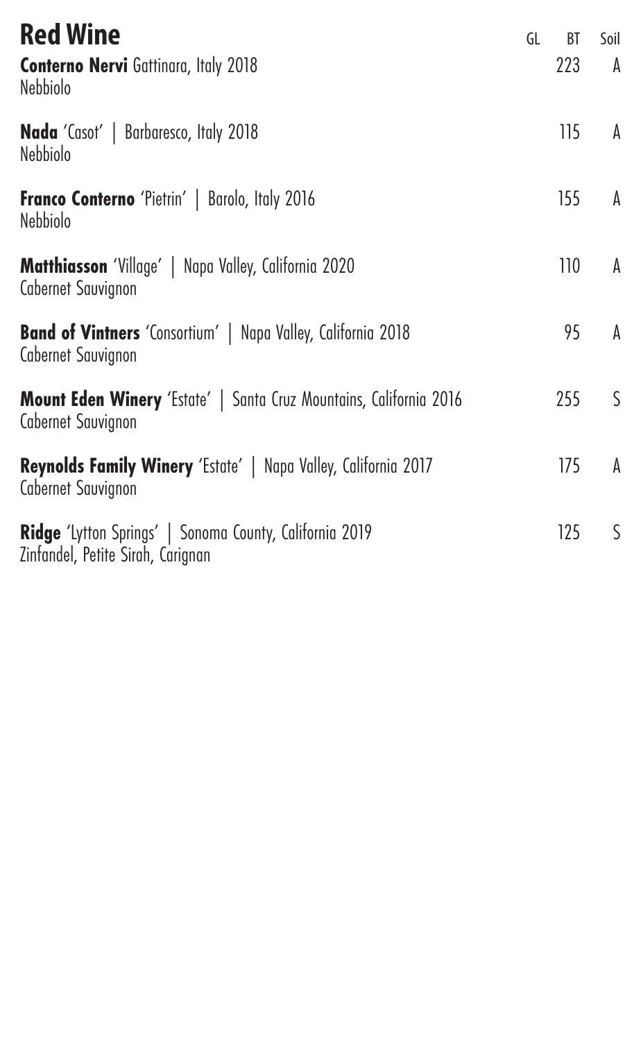# Red Wine

| | GL | BT | Soil |
|---|---|---|---|
| **Conterno Nervi** Gattinara, Italy 2018<br>Nebbiolo | | 223 | A |
| **Nada** 'Casot' \| Barbaresco, Italy 2018<br>Nebbiolo | | 115 | A |
| **Franco Conterno** 'Pietrin' \| Barolo, Italy 2016<br>Nebbiolo | | 155 | A |
| **Matthiasson** 'Village' \| Napa Valley, California 2020<br>Cabernet Sauvignon | | 110 | A |
| **Band of Vintners** 'Consortium' \| Napa Valley, California 2018<br>Cabernet Sauvignon | | 95 | A |
| **Mount Eden Winery** 'Estate' \| Santa Cruz Mountains, California 2016<br>Cabernet Sauvignon | | 255 | S |
| **Reynolds Family Winery** 'Estate' \| Napa Valley, California 2017<br>Cabernet Sauvignon | | 175 | A |
| **Ridge** 'Lytton Springs' \| Sonoma County, California 2019<br>Zinfandel, Petite Sirah, Carignan | | 125 | S |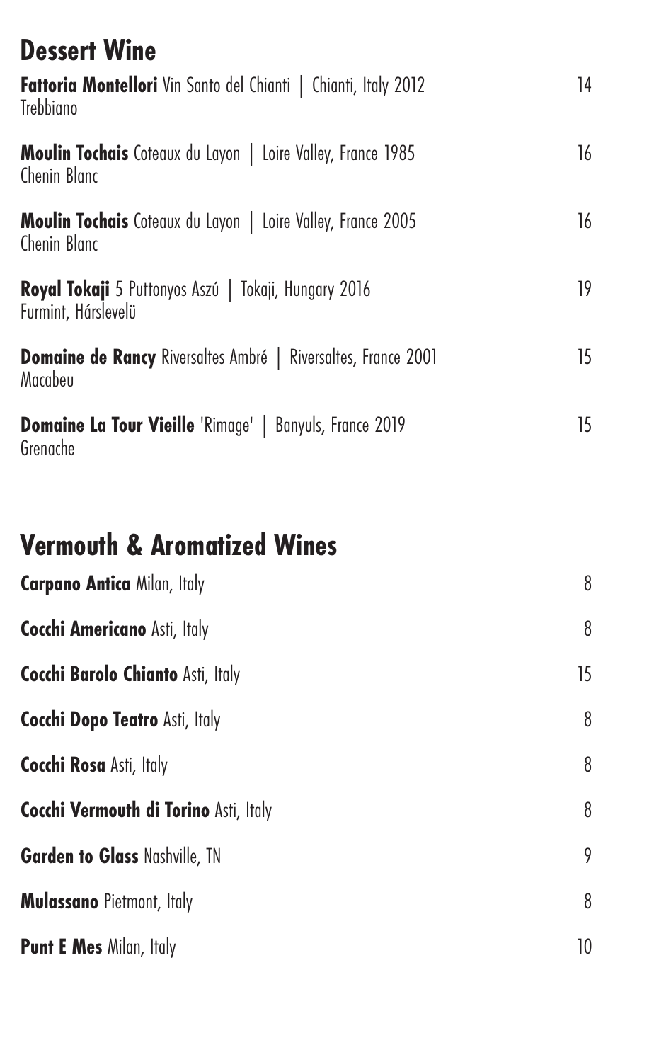## Dessert Wine

**Fattoria Montellori** Vin Santo del Chianti | Chianti, Italy 2012 — 14
Trebbiano

**Moulin Tochais** Coteaux du Layon | Loire Valley, France 1985 — 16
Chenin Blanc

**Moulin Tochais** Coteaux du Layon | Loire Valley, France 2005 — 16
Chenin Blanc

**Royal Tokaji** 5 Puttonyos Aszú | Tokaji, Hungary 2016 — 19
Furmint, Hárslevelü

**Domaine de Rancy** Riversaltes Ambré | Riversaltes, France 2001 — 15
Macabeu

**Domaine La Tour Vieille** 'Rimage' | Banyuls, France 2019 — 15
Grenache

## Vermouth & Aromatized Wines

**Carpano Antica** Milan, Italy — 8

**Cocchi Americano** Asti, Italy — 8

**Cocchi Barolo Chianto** Asti, Italy — 15

**Cocchi Dopo Teatro** Asti, Italy — 8

**Cocchi Rosa** Asti, Italy — 8

**Cocchi Vermouth di Torino** Asti, Italy — 8

**Garden to Glass** Nashville, TN — 9

**Mulassano** Pietmont, Italy — 8

**Punt E Mes** Milan, Italy — 10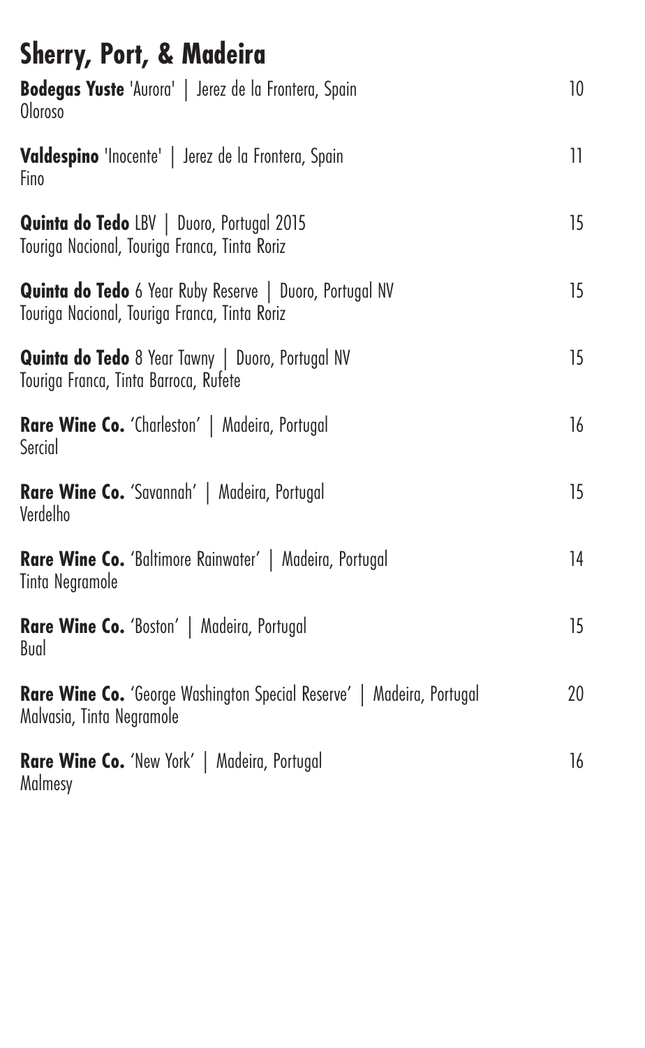# Sherry, Port, & Madeira

**Bodegas Yuste** 'Aurora' | Jerez de la Frontera, Spain — 10
Oloroso

**Valdespino** 'Inocente' | Jerez de la Frontera, Spain — 11
Fino

**Quinta do Tedo** LBV | Duoro, Portugal 2015 — 15
Touriga Nacional, Touriga Franca, Tinta Roriz

**Quinta do Tedo** 6 Year Ruby Reserve | Duoro, Portugal NV — 15
Touriga Nacional, Touriga Franca, Tinta Roriz

**Quinta do Tedo** 8 Year Tawny | Duoro, Portugal NV — 15
Touriga Franca, Tinta Barroca, Rufete

**Rare Wine Co.** 'Charleston' | Madeira, Portugal — 16
Sercial

**Rare Wine Co.** 'Savannah' | Madeira, Portugal — 15
Verdelho

**Rare Wine Co.** 'Baltimore Rainwater' | Madeira, Portugal — 14
Tinta Negramole

**Rare Wine Co.** 'Boston' | Madeira, Portugal — 15
Bual

**Rare Wine Co.** 'George Washington Special Reserve' | Madeira, Portugal — 20
Malvasia, Tinta Negramole

**Rare Wine Co.** 'New York' | Madeira, Portugal — 16
Malmesy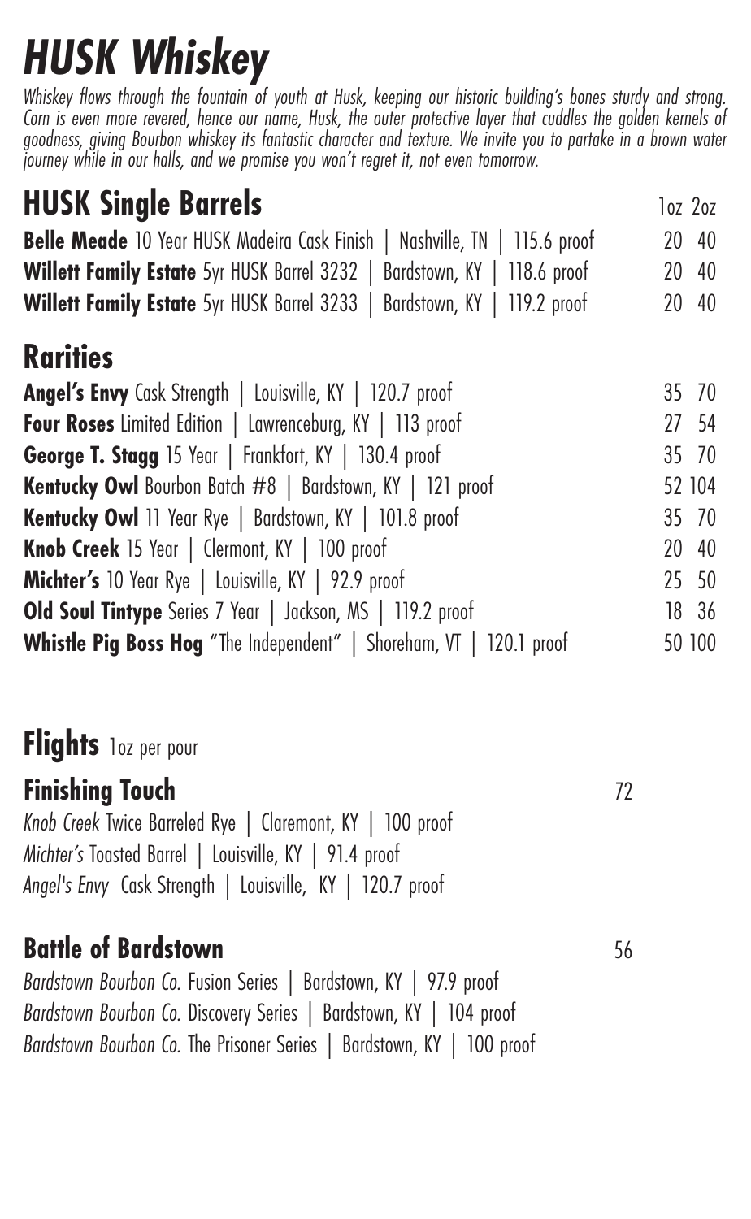# HUSK Whiskey

*Whiskey flows through the fountain of youth at Husk, keeping our historic building's bones sturdy and strong. Corn is even more revered, hence our name, Husk, the outer protective layer that cuddles the golden kernels of goodness, giving Bourbon whiskey its fantastic character and texture. We invite you to partake in a brown water journey while in our halls, and we promise you won't regret it, not even tomorrow.*

## HUSK Single Barrels

| | 1oz | 2oz |
|---|---|---|
| **Belle Meade** 10 Year HUSK Madeira Cask Finish \| Nashville, TN \| 115.6 proof | 20 | 40 |
| **Willett Family Estate** 5yr HUSK Barrel 3232 \| Bardstown, KY \| 118.6 proof | 20 | 40 |
| **Willett Family Estate** 5yr HUSK Barrel 3233 \| Bardstown, KY \| 119.2 proof | 20 | 40 |

## Rarities

| | 1oz | 2oz |
|---|---|---|
| **Angel's Envy** Cask Strength \| Louisville, KY \| 120.7 proof | 35 | 70 |
| **Four Roses** Limited Edition \| Lawrenceburg, KY \| 113 proof | 27 | 54 |
| **George T. Stagg** 15 Year \| Frankfort, KY \| 130.4 proof | 35 | 70 |
| **Kentucky Owl** Bourbon Batch #8 \| Bardstown, KY \| 121 proof | 52 | 104 |
| **Kentucky Owl** 11 Year Rye \| Bardstown, KY \| 101.8 proof | 35 | 70 |
| **Knob Creek** 15 Year \| Clermont, KY \| 100 proof | 20 | 40 |
| **Michter's** 10 Year Rye \| Louisville, KY \| 92.9 proof | 25 | 50 |
| **Old Soul Tintype** Series 7 Year \| Jackson, MS \| 119.2 proof | 18 | 36 |
| **Whistle Pig Boss Hog** "The Independent" \| Shoreham, VT \| 120.1 proof | 50 | 100 |

## Flights 1oz per pour

### Finishing Touch — 72

*Knob Creek* Twice Barreled Rye | Claremont, KY | 100 proof
*Michter's* Toasted Barrel | Louisville, KY | 91.4 proof
*Angel's Envy* Cask Strength | Louisville, KY | 120.7 proof

### Battle of Bardstown — 56

*Bardstown Bourbon Co.* Fusion Series | Bardstown, KY | 97.9 proof
*Bardstown Bourbon Co.* Discovery Series | Bardstown, KY | 104 proof
*Bardstown Bourbon Co.* The Prisoner Series | Bardstown, KY | 100 proof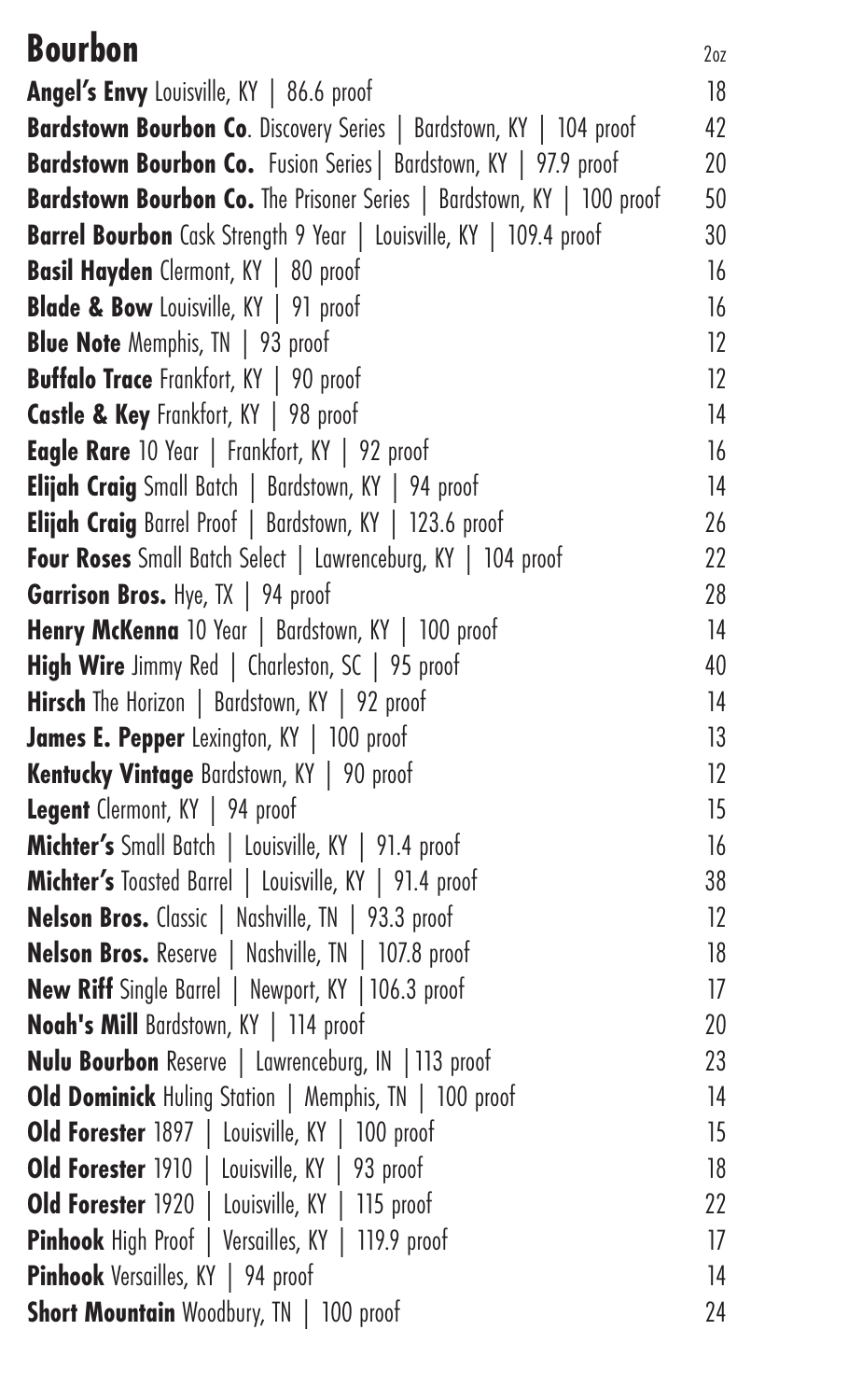# Bourbon

| | 2oz |
|---|---|
| **Angel's Envy** Louisville, KY \| 86.6 proof | 18 |
| **Bardstown Bourbon Co**. Discovery Series \| Bardstown, KY \| 104 proof | 42 |
| **Bardstown Bourbon Co.** Fusion Series\| Bardstown, KY \| 97.9 proof | 20 |
| **Bardstown Bourbon Co.** The Prisoner Series \| Bardstown, KY \| 100 proof | 50 |
| **Barrel Bourbon** Cask Strength 9 Year \| Louisville, KY \| 109.4 proof | 30 |
| **Basil Hayden** Clermont, KY \| 80 proof | 16 |
| **Blade & Bow** Louisville, KY \| 91 proof | 16 |
| **Blue Note** Memphis, TN \| 93 proof | 12 |
| **Buffalo Trace** Frankfort, KY \| 90 proof | 12 |
| **Castle & Key** Frankfort, KY \| 98 proof | 14 |
| **Eagle Rare** 10 Year \| Frankfort, KY \| 92 proof | 16 |
| **Elijah Craig** Small Batch \| Bardstown, KY \| 94 proof | 14 |
| **Elijah Craig** Barrel Proof \| Bardstown, KY \| 123.6 proof | 26 |
| **Four Roses** Small Batch Select \| Lawrenceburg, KY \| 104 proof | 22 |
| **Garrison Bros.** Hye, TX \| 94 proof | 28 |
| **Henry McKenna** 10 Year \| Bardstown, KY \| 100 proof | 14 |
| **High Wire** Jimmy Red \| Charleston, SC \| 95 proof | 40 |
| **Hirsch** The Horizon \| Bardstown, KY \| 92 proof | 14 |
| **James E. Pepper** Lexington, KY \| 100 proof | 13 |
| **Kentucky Vintage** Bardstown, KY \| 90 proof | 12 |
| **Legent** Clermont, KY \| 94 proof | 15 |
| **Michter's** Small Batch \| Louisville, KY \| 91.4 proof | 16 |
| **Michter's** Toasted Barrel \| Louisville, KY \| 91.4 proof | 38 |
| **Nelson Bros.** Classic \| Nashville, TN \| 93.3 proof | 12 |
| **Nelson Bros.** Reserve \| Nashville, TN \| 107.8 proof | 18 |
| **New Riff** Single Barrel \| Newport, KY \|106.3 proof | 17 |
| **Noah's Mill** Bardstown, KY \| 114 proof | 20 |
| **Nulu Bourbon** Reserve \| Lawrenceburg, IN \|113 proof | 23 |
| **Old Dominick** Huling Station \| Memphis, TN \| 100 proof | 14 |
| **Old Forester** 1897 \| Louisville, KY \| 100 proof | 15 |
| **Old Forester** 1910 \| Louisville, KY \| 93 proof | 18 |
| **Old Forester** 1920 \| Louisville, KY \| 115 proof | 22 |
| **Pinhook** High Proof \| Versailles, KY \| 119.9 proof | 17 |
| **Pinhook** Versailles, KY \| 94 proof | 14 |
| **Short Mountain** Woodbury, TN \| 100 proof | 24 |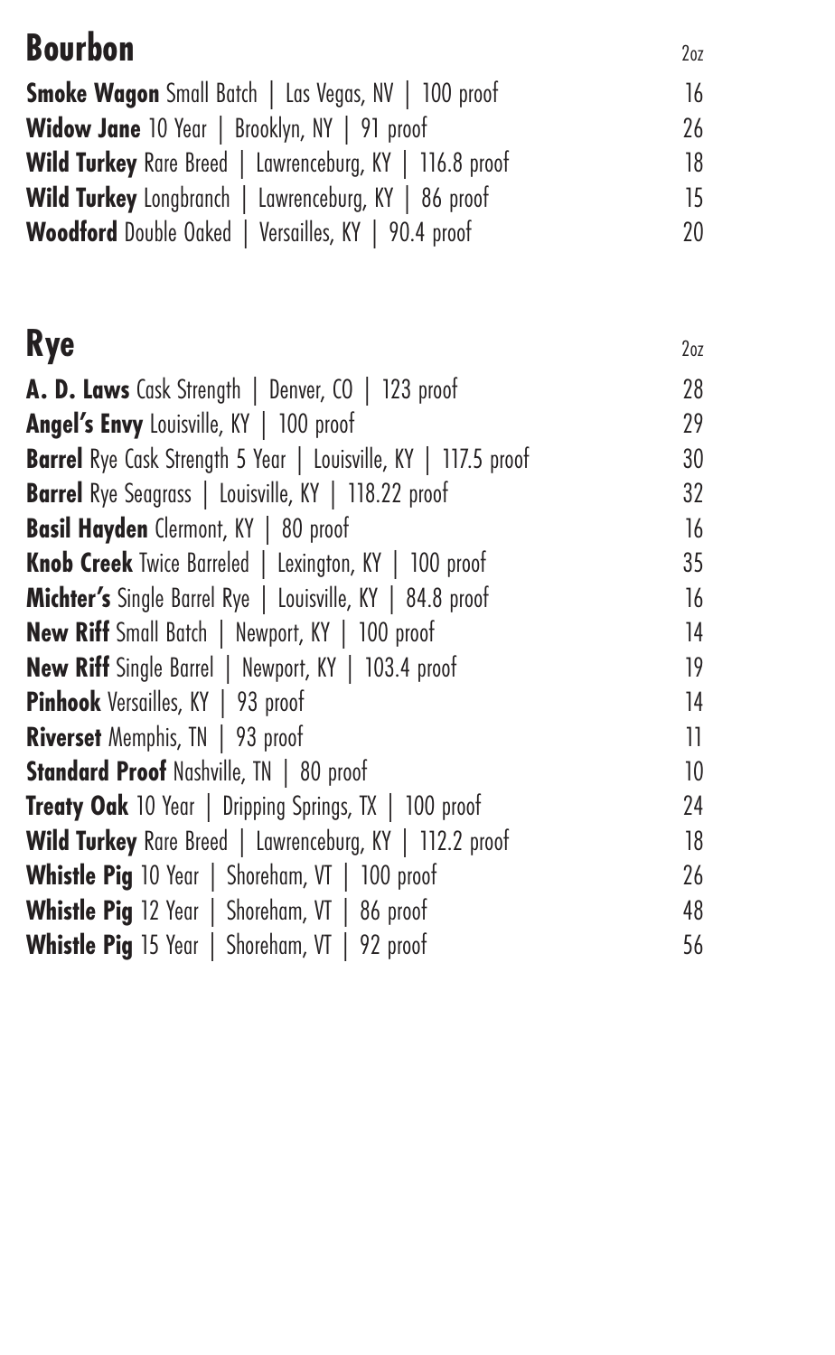## Bourbon

| | 2oz |
|---|---|
| **Smoke Wagon** Small Batch \| Las Vegas, NV \| 100 proof | 16 |
| **Widow Jane** 10 Year \| Brooklyn, NY \| 91 proof | 26 |
| **Wild Turkey** Rare Breed \| Lawrenceburg, KY \| 116.8 proof | 18 |
| **Wild Turkey** Longbranch \| Lawrenceburg, KY \| 86 proof | 15 |
| **Woodford** Double Oaked \| Versailles, KY \| 90.4 proof | 20 |

## Rye

| | 2oz |
|---|---|
| **A. D. Laws** Cask Strength \| Denver, CO \| 123 proof | 28 |
| **Angel's Envy** Louisville, KY \| 100 proof | 29 |
| **Barrel** Rye Cask Strength 5 Year \| Louisville, KY \| 117.5 proof | 30 |
| **Barrel** Rye Seagrass \| Louisville, KY \| 118.22 proof | 32 |
| **Basil Hayden** Clermont, KY \| 80 proof | 16 |
| **Knob Creek** Twice Barreled \| Lexington, KY \| 100 proof | 35 |
| **Michter's** Single Barrel Rye \| Louisville, KY \| 84.8 proof | 16 |
| **New Riff** Small Batch \| Newport, KY \| 100 proof | 14 |
| **New Riff** Single Barrel \| Newport, KY \| 103.4 proof | 19 |
| **Pinhook** Versailles, KY \| 93 proof | 14 |
| **Riverset** Memphis, TN \| 93 proof | 11 |
| **Standard Proof** Nashville, TN \| 80 proof | 10 |
| **Treaty Oak** 10 Year \| Dripping Springs, TX \| 100 proof | 24 |
| **Wild Turkey** Rare Breed \| Lawrenceburg, KY \| 112.2 proof | 18 |
| **Whistle Pig** 10 Year \| Shoreham, VT \| 100 proof | 26 |
| **Whistle Pig** 12 Year \| Shoreham, VT \| 86 proof | 48 |
| **Whistle Pig** 15 Year \| Shoreham, VT \| 92 proof | 56 |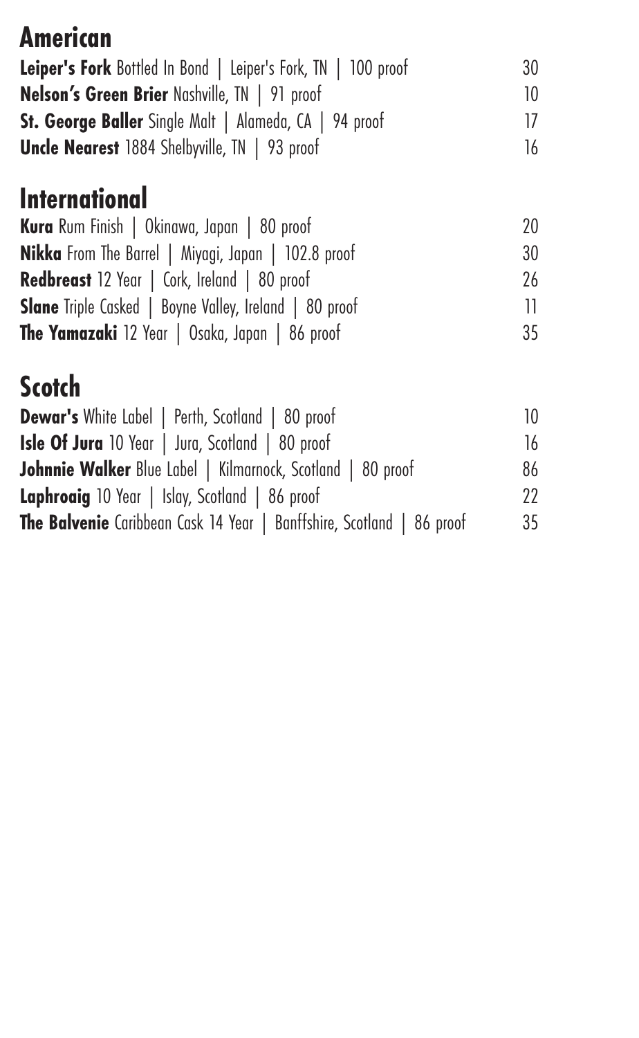## American

**Leiper's Fork** Bottled In Bond | Leiper's Fork, TN | 100 proof 30
**Nelson's Green Brier** Nashville, TN | 91 proof 10
**St. George Baller** Single Malt | Alameda, CA | 94 proof 17
**Uncle Nearest** 1884 Shelbyville, TN | 93 proof 16

## International

**Kura** Rum Finish | Okinawa, Japan | 80 proof 20
**Nikka** From The Barrel | Miyagi, Japan | 102.8 proof 30
**Redbreast** 12 Year | Cork, Ireland | 80 proof 26
**Slane** Triple Casked | Boyne Valley, Ireland | 80 proof 11
**The Yamazaki** 12 Year | Osaka, Japan | 86 proof 35

## Scotch

**Dewar's** White Label | Perth, Scotland | 80 proof 10
**Isle Of Jura** 10 Year | Jura, Scotland | 80 proof 16
**Johnnie Walker** Blue Label | Kilmarnock, Scotland | 80 proof 86
**Laphroaig** 10 Year | Islay, Scotland | 86 proof 22
**The Balvenie** Caribbean Cask 14 Year | Banffshire, Scotland | 86 proof 35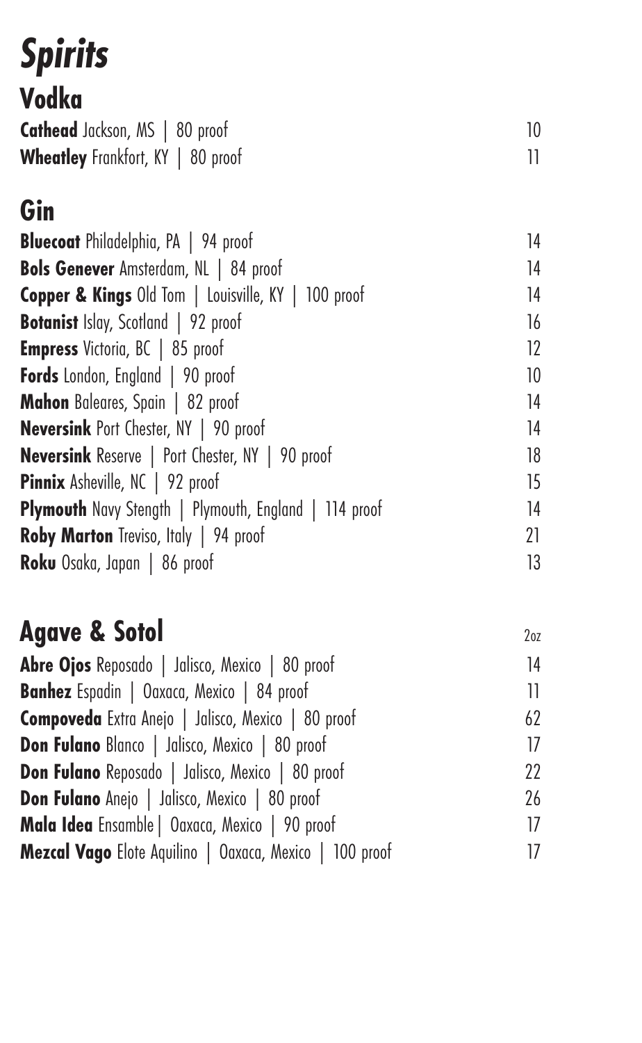# *Spirits*

## Vodka

| | |
|---|---|
| **Cathead** Jackson, MS \| 80 proof | 10 |
| **Wheatley** Frankfort, KY \| 80 proof | 11 |

## Gin

| | |
|---|---|
| **Bluecoat** Philadelphia, PA \| 94 proof | 14 |
| **Bols Genever** Amsterdam, NL \| 84 proof | 14 |
| **Copper & Kings** Old Tom \| Louisville, KY \| 100 proof | 14 |
| **Botanist** Islay, Scotland \| 92 proof | 16 |
| **Empress** Victoria, BC \| 85 proof | 12 |
| **Fords** London, England \| 90 proof | 10 |
| **Mahon** Baleares, Spain \| 82 proof | 14 |
| **Neversink** Port Chester, NY \| 90 proof | 14 |
| **Neversink** Reserve \| Port Chester, NY \| 90 proof | 18 |
| **Pinnix** Asheville, NC \| 92 proof | 15 |
| **Plymouth** Navy Stength \| Plymouth, England \| 114 proof | 14 |
| **Roby Marton** Treviso, Italy \| 94 proof | 21 |
| **Roku** Osaka, Japan \| 86 proof | 13 |

## Agave & Sotol

| | 2oz |
|---|---|
| **Abre Ojos** Reposado \| Jalisco, Mexico \| 80 proof | 14 |
| **Banhez** Espadin \| Oaxaca, Mexico \| 84 proof | 11 |
| **Compoveda** Extra Anejo \| Jalisco, Mexico \| 80 proof | 62 |
| **Don Fulano** Blanco \| Jalisco, Mexico \| 80 proof | 17 |
| **Don Fulano** Reposado \| Jalisco, Mexico \| 80 proof | 22 |
| **Don Fulano** Anejo \| Jalisco, Mexico \| 80 proof | 26 |
| **Mala Idea** Ensamble\| Oaxaca, Mexico \| 90 proof | 17 |
| **Mezcal Vago** Elote Aquilino \| Oaxaca, Mexico \| 100 proof | 17 |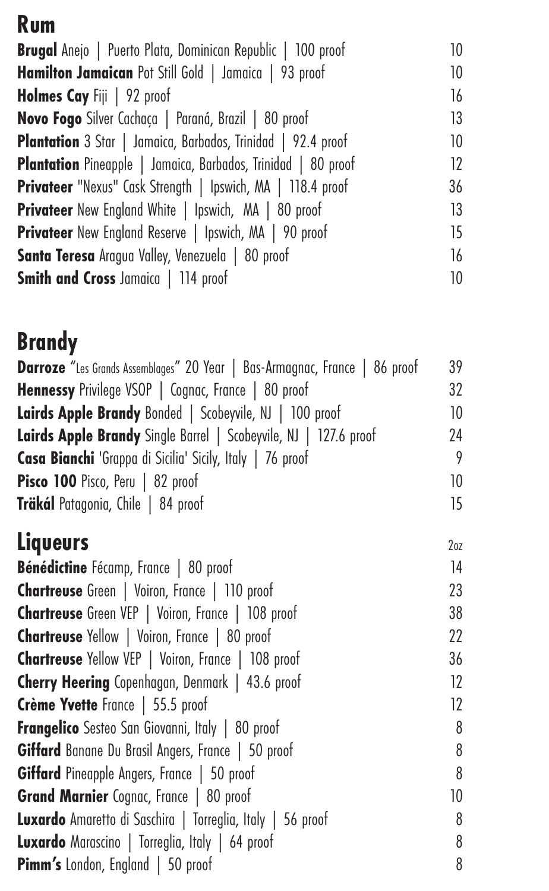## Rum

| | |
|---|---|
| **Brugal** Anejo \| Puerto Plata, Dominican Republic \| 100 proof | 10 |
| **Hamilton Jamaican** Pot Still Gold \| Jamaica \| 93 proof | 10 |
| **Holmes Cay** Fiji \| 92 proof | 16 |
| **Novo Fogo** Silver Cachaça \| Paraná, Brazil \| 80 proof | 13 |
| **Plantation** 3 Star \| Jamaica, Barbados, Trinidad \| 92.4 proof | 10 |
| **Plantation** Pineapple \| Jamaica, Barbados, Trinidad \| 80 proof | 12 |
| **Privateer** "Nexus" Cask Strength \| Ipswich, MA \| 118.4 proof | 36 |
| **Privateer** New England White \| Ipswich, MA \| 80 proof | 13 |
| **Privateer** New England Reserve \| Ipswich, MA \| 90 proof | 15 |
| **Santa Teresa** Aragua Valley, Venezuela \| 80 proof | 16 |
| **Smith and Cross** Jamaica \| 114 proof | 10 |

## Brandy

| | |
|---|---|
| **Darroze** "Les Grands Assemblages" 20 Year \| Bas-Armagnac, France \| 86 proof | 39 |
| **Hennessy** Privilege VSOP \| Cognac, France \| 80 proof | 32 |
| **Lairds Apple Brandy** Bonded \| Scobeyvile, NJ \| 100 proof | 10 |
| **Lairds Apple Brandy** Single Barrel \| Scobeyvile, NJ \| 127.6 proof | 24 |
| **Casa Bianchi** 'Grappa di Sicilia' Sicily, Italy \| 76 proof | 9 |
| **Pisco 100** Pisco, Peru \| 82 proof | 10 |
| **Träkál** Patagonia, Chile \| 84 proof | 15 |

## Liqueurs

| | 2oz |
|---|---|
| **Bénédictine** Fécamp, France \| 80 proof | 14 |
| **Chartreuse** Green \| Voiron, France \| 110 proof | 23 |
| **Chartreuse** Green VEP \| Voiron, France \| 108 proof | 38 |
| **Chartreuse** Yellow \| Voiron, France \| 80 proof | 22 |
| **Chartreuse** Yellow VEP \| Voiron, France \| 108 proof | 36 |
| **Cherry Heering** Copenhagan, Denmark \| 43.6 proof | 12 |
| **Crème Yvette** France \| 55.5 proof | 12 |
| **Frangelico** Sesteo San Giovanni, Italy \| 80 proof | 8 |
| **Giffard** Banane Du Brasil Angers, France \| 50 proof | 8 |
| **Giffard** Pineapple Angers, France \| 50 proof | 8 |
| **Grand Marnier** Cognac, France \| 80 proof | 10 |
| **Luxardo** Amaretto di Saschira \| Torreglia, Italy \| 56 proof | 8 |
| **Luxardo** Marascino \| Torreglia, Italy \| 64 proof | 8 |
| **Pimm's** London, England \| 50 proof | 8 |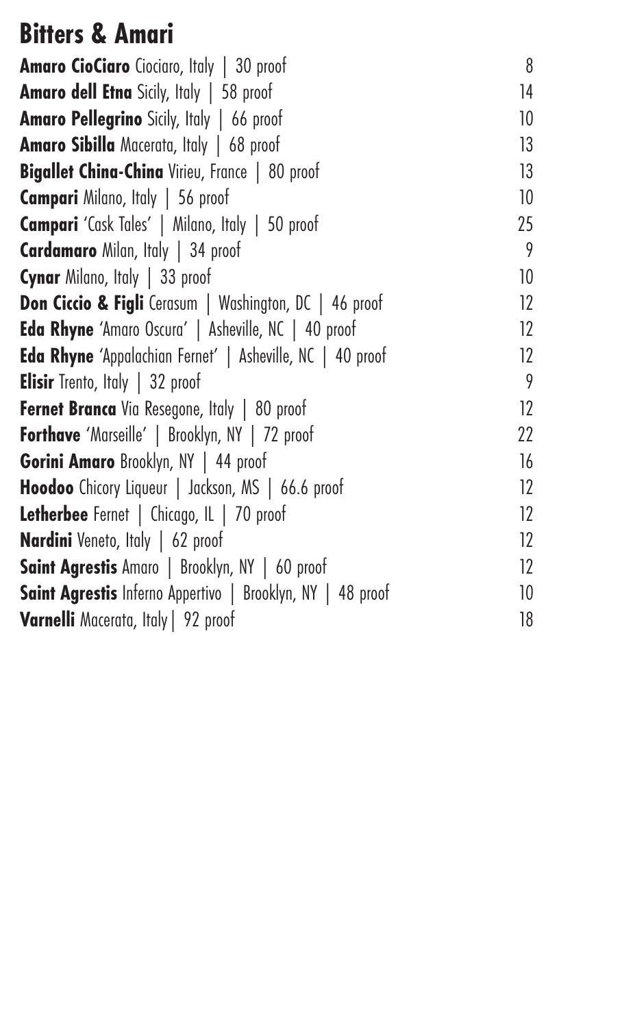# Bitters & Amari

| | |
|---|---|
| **Amaro CioCiaro** Ciociaro, Italy \| 30 proof | 8 |
| **Amaro dell Etna** Sicily, Italy \| 58 proof | 14 |
| **Amaro Pellegrino** Sicily, Italy \| 66 proof | 10 |
| **Amaro Sibilla** Macerata, Italy \| 68 proof | 13 |
| **Bigallet China-China** Virieu, France \| 80 proof | 13 |
| **Campari** Milano, Italy \| 56 proof | 10 |
| **Campari** 'Cask Tales' \| Milano, Italy \| 50 proof | 25 |
| **Cardamaro** Milan, Italy \| 34 proof | 9 |
| **Cynar** Milano, Italy \| 33 proof | 10 |
| **Don Ciccio & Figli** Cerasum \| Washington, DC \| 46 proof | 12 |
| **Eda Rhyne** 'Amaro Oscura' \| Asheville, NC \| 40 proof | 12 |
| **Eda Rhyne** 'Appalachian Fernet' \| Asheville, NC \| 40 proof | 12 |
| **Elisir** Trento, Italy \| 32 proof | 9 |
| **Fernet Branca** Via Resegone, Italy \| 80 proof | 12 |
| **Forthave** 'Marseille' \| Brooklyn, NY \| 72 proof | 22 |
| **Gorini Amaro** Brooklyn, NY \| 44 proof | 16 |
| **Hoodoo** Chicory Liqueur \| Jackson, MS \| 66.6 proof | 12 |
| **Letherbee** Fernet \| Chicago, IL \| 70 proof | 12 |
| **Nardini** Veneto, Italy \| 62 proof | 12 |
| **Saint Agrestis** Amaro \| Brooklyn, NY \| 60 proof | 12 |
| **Saint Agrestis** Inferno Appertivo \| Brooklyn, NY \| 48 proof | 10 |
| **Varnelli** Macerata, Italy\| 92 proof | 18 |